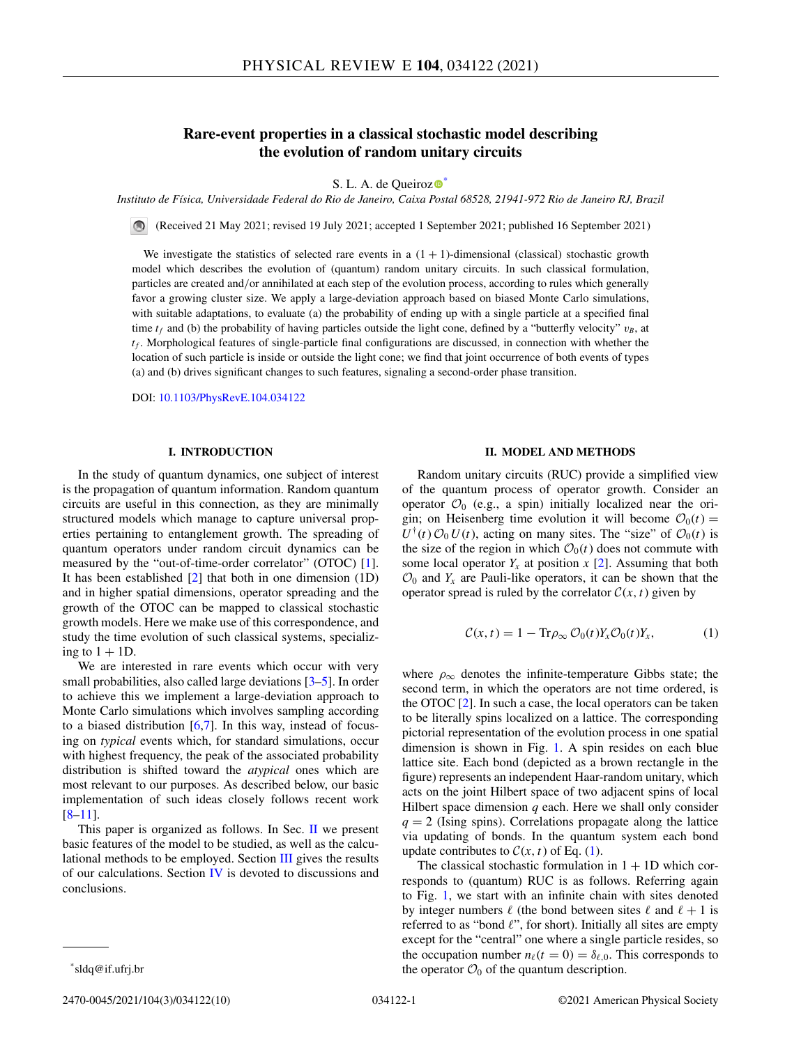# Rare-event properties in a classical stochastic model describing the evolution of random unitary circuits

S. L. A. de Queiroz[*]

*Instituto de Física, Universidade Federal do Rio de Janeiro, Caixa Postal 68528, 21941-972 Rio de Janeiro RJ, Brazil*

(Received 21 May 2021; revised 19 July 2021; accepted 1 September 2021; published 16 September 2021)

We investigate the statistics of selected rare events in a $(1+1)$-dimensional (classical) stochastic growth model which describes the evolution of (quantum) random unitary circuits. In such classical formulation, particles are created and/or annihilated at each step of the evolution process, according to rules which generally favor a growing cluster size. We apply a large-deviation approach based on biased Monte Carlo simulations, with suitable adaptations, to evaluate (a) the probability of ending up with a single particle at a specified final time $t_f$ and (b) the probability of having particles outside the light cone, defined by a "butterfly velocity" $v_B$, at $t_f$. Morphological features of single-particle final configurations are discussed, in connection with whether the location of such particle is inside or outside the light cone; we find that joint occurrence of both events of types (a) and (b) drives significant changes to such features, signaling a second-order phase transition.

DOI: 10.1103/PhysRevE.104.034122

## I. INTRODUCTION

In the study of quantum dynamics, one subject of interest is the propagation of quantum information. Random quantum circuits are useful in this connection, as they are minimally structured models which manage to capture universal properties pertaining to entanglement growth. The spreading of quantum operators under random circuit dynamics can be measured by the "out-of-time-order correlator" (OTOC) [1]. It has been established [2] that both in one dimension (1D) and in higher spatial dimensions, operator spreading and the growth of the OTOC can be mapped to classical stochastic growth models. Here we make use of this correspondence, and study the time evolution of such classical systems, specializing to $1+1$D.

We are interested in rare events which occur with very small probabilities, also called large deviations [3–5]. In order to achieve this we implement a large-deviation approach to Monte Carlo simulations which involves sampling according to a biased distribution [6,7]. In this way, instead of focusing on *typical* events which, for standard simulations, occur with highest frequency, the peak of the associated probability distribution is shifted toward the *atypical* ones which are most relevant to our purposes. As described below, our basic implementation of such ideas closely follows recent work [8–11].

This paper is organized as follows. In Sec. II we present basic features of the model to be studied, as well as the calculational methods to be employed. Section III gives the results of our calculations. Section IV is devoted to discussions and conclusions.

## II. MODEL AND METHODS

Random unitary circuits (RUC) provide a simplified view of the quantum process of operator growth. Consider an operator $\mathcal{O}_0$ (e.g., a spin) initially localized near the origin; on Heisenberg time evolution it will become $\mathcal{O}_0(t) = U^\dagger(t)\,\mathcal{O}_0\,U(t)$, acting on many sites. The "size" of $\mathcal{O}_0(t)$ is the size of the region in which $\mathcal{O}_0(t)$ does not commute with some local operator $Y_x$ at position $x$ [2]. Assuming that both $\mathcal{O}_0$ and $Y_x$ are Pauli-like operators, it can be shown that the operator spread is ruled by the correlator $\mathcal{C}(x,t)$ given by

$$\mathcal{C}(x,t) = 1 - \mathrm{Tr}\rho_\infty\, \mathcal{O}_0(t) Y_x \mathcal{O}_0(t) Y_x, \tag{1}$$

where $\rho_\infty$ denotes the infinite-temperature Gibbs state; the second term, in which the operators are not time ordered, is the OTOC [2]. In such a case, the local operators can be taken to be literally spins localized on a lattice. The corresponding pictorial representation of the evolution process in one spatial dimension is shown in Fig. 1. A spin resides on each blue lattice site. Each bond (depicted as a brown rectangle in the figure) represents an independent Haar-random unitary, which acts on the joint Hilbert space of two adjacent spins of local Hilbert space dimension $q$ each. Here we shall only consider $q = 2$ (Ising spins). Correlations propagate along the lattice via updating of bonds. In the quantum system each bond update contributes to $\mathcal{C}(x,t)$ of Eq. (1).

The classical stochastic formulation in $1+1$D which corresponds to (quantum) RUC is as follows. Referring again to Fig. 1, we start with an infinite chain with sites denoted by integer numbers $\ell$ (the bond between sites $\ell$ and $\ell+1$ is referred to as "bond $\ell$", for short). Initially all sites are empty except for the "central" one where a single particle resides, so the occupation number $n_\ell(t=0) = \delta_{\ell,0}$. This corresponds to the operator $\mathcal{O}_0$ of the quantum description.

[*] sldq@if.ufrj.br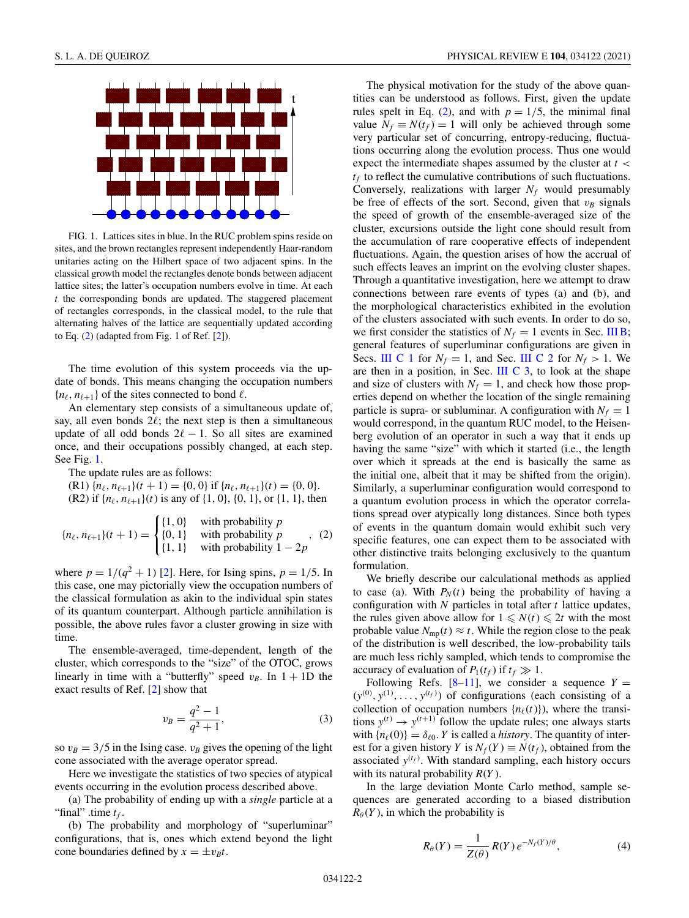FIG. 1. Lattices sites in blue. In the RUC problem spins reside on sites, and the brown rectangles represent independently Haar-random unitaries acting on the Hilbert space of two adjacent spins. In the classical growth model the rectangles denote bonds between adjacent lattice sites; the latter's occupation numbers evolve in time. At each $t$ the corresponding bonds are updated. The staggered placement of rectangles corresponds, in the classical model, to the rule that alternating halves of the lattice are sequentially updated according to Eq. (2) (adapted from Fig. 1 of Ref. [2]).

The time evolution of this system proceeds via the update of bonds. This means changing the occupation numbers $\{n_\ell, n_{\ell+1}\}$ of the sites connected to bond $\ell$.

An elementary step consists of a simultaneous update of, say, all even bonds $2\ell$; the next step is then a simultaneous update of all odd bonds $2\ell - 1$. So all sites are examined once, and their occupations possibly changed, at each step. See Fig. 1.

The update rules are as follows:

(R1) $\{n_\ell, n_{\ell+1}\}(t+1) = \{0, 0\}$ if $\{n_\ell, n_{\ell+1}\}(t) = \{0, 0\}$.

(R2) if $\{n_\ell, n_{\ell+1}\}(t)$ is any of $\{1, 0\}$, $\{0, 1\}$, or $\{1, 1\}$, then

$$\{n_\ell, n_{\ell+1}\}(t+1) = \begin{cases} \{1,0\} & \text{with probability } p \\ \{0,1\} & \text{with probability } p \\ \{1,1\} & \text{with probability } 1-2p \end{cases}, \quad (2)$$

where $p = 1/(q^2 + 1)$ [2]. Here, for Ising spins, $p = 1/5$. In this case, one may pictorially view the occupation numbers of the classical formulation as akin to the individual spin states of its quantum counterpart. Although particle annihilation is possible, the above rules favor a cluster growing in size with time.

The ensemble-averaged, time-dependent, length of the cluster, which corresponds to the "size" of the OTOC, grows linearly in time with a "butterfly" speed $v_B$. In 1 + 1D the exact results of Ref. [2] show that

$$v_B = \frac{q^2 - 1}{q^2 + 1}, \quad (3)$$

so $v_B = 3/5$ in the Ising case. $v_B$ gives the opening of the light cone associated with the average operator spread.

Here we investigate the statistics of two species of atypical events occurring in the evolution process described above.

(a) The probability of ending up with a *single* particle at a "final" .time $t_f$.

(b) The probability and morphology of "superluminar" configurations, that is, ones which extend beyond the light cone boundaries defined by $x = \pm v_B t$.

The physical motivation for the study of the above quantities can be understood as follows. First, given the update rules spelt in Eq. (2), and with $p = 1/5$, the minimal final value $N_f \equiv N(t_f) = 1$ will only be achieved through some very particular set of concurring, entropy-reducing, fluctuations occurring along the evolution process. Thus one would expect the intermediate shapes assumed by the cluster at $t < t_f$ to reflect the cumulative contributions of such fluctuations. Conversely, realizations with larger $N_f$ would presumably be free of effects of the sort. Second, given that $v_B$ signals the speed of growth of the ensemble-averaged size of the cluster, excursions outside the light cone should result from the accumulation of rare cooperative effects of independent fluctuations. Again, the question arises of how the accrual of such effects leaves an imprint on the evolving cluster shapes. Through a quantitative investigation, here we attempt to draw connections between rare events of types (a) and (b), and the morphological characteristics exhibited in the evolution of the clusters associated with such events. In order to do so, we first consider the statistics of $N_f = 1$ events in Sec. III B; general features of superluminar configurations are given in Secs. III C 1 for $N_f = 1$, and Sec. III C 2 for $N_f > 1$. We are then in a position, in Sec. III C 3, to look at the shape and size of clusters with $N_f = 1$, and check how those properties depend on whether the location of the single remaining particle is supra- or subluminar. A configuration with $N_f = 1$ would correspond, in the quantum RUC model, to the Heisenberg evolution of an operator in such a way that it ends up having the same "size" with which it started (i.e., the length over which it spreads at the end is basically the same as the initial one, albeit that it may be shifted from the origin). Similarly, a superluminar configuration would correspond to a quantum evolution process in which the operator correlations spread over atypically long distances. Since both types of events in the quantum domain would exhibit such very specific features, one can expect them to be associated with other distinctive traits belonging exclusively to the quantum formulation.

We briefly describe our calculational methods as applied to case (a). With $P_N(t)$ being the probability of having a configuration with $N$ particles in total after $t$ lattice updates, the rules given above allow for $1 \leqslant N(t) \leqslant 2t$ with the most probable value $N_{\rm mp}(t) \approx t$. While the region close to the peak of the distribution is well described, the low-probability tails are much less richly sampled, which tends to compromise the accuracy of evaluation of $P_1(t_f)$ if $t_f \gg 1$.

Following Refs. [8–11], we consider a sequence $Y = (y^{(0)}, y^{(1)}, \ldots, y^{(t_f)})$ of configurations (each consisting of a collection of occupation numbers $\{n_\ell(t)\}$), where the transitions $y^{(t)} \to y^{(t+1)}$ follow the update rules; one always starts with $\{n_\ell(0)\} = \delta_{\ell 0}$. $Y$ is called a *history*. The quantity of interest for a given history $Y$ is $N_f(Y) \equiv N(t_f)$, obtained from the associated $y^{(t_f)}$. With standard sampling, each history occurs with its natural probability $R(Y)$.

In the large deviation Monte Carlo method, sample sequences are generated according to a biased distribution $R_\theta(Y)$, in which the probability is

$$R_\theta(Y) = \frac{1}{Z(\theta)} R(Y)\, e^{-N_f(Y)/\theta}, \quad (4)$$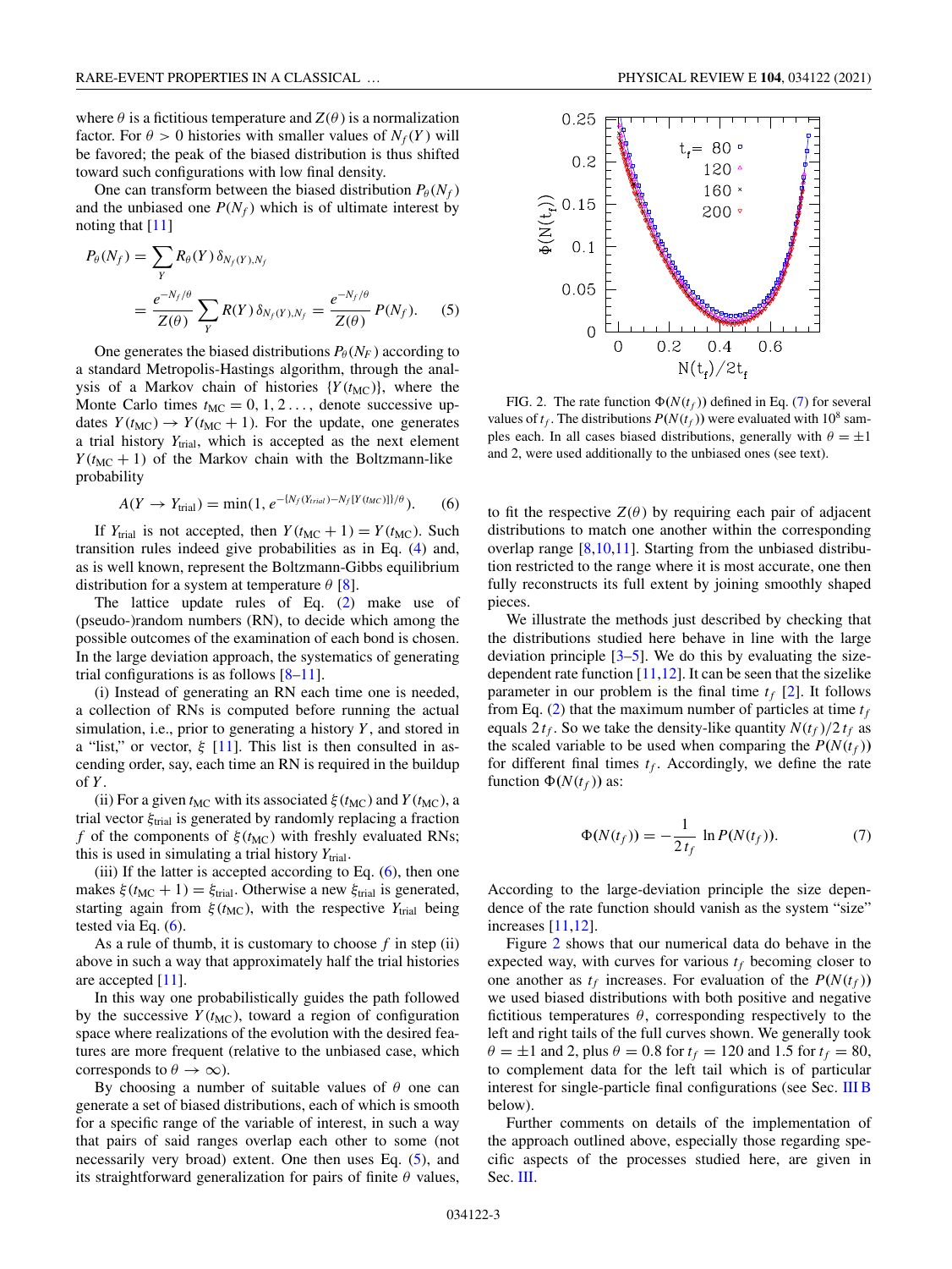where $\theta$ is a fictitious temperature and $Z(\theta)$ is a normalization factor. For $\theta > 0$ histories with smaller values of $N_f(Y)$ will be favored; the peak of the biased distribution is thus shifted toward such configurations with low final density.

One can transform between the biased distribution $P_\theta(N_f)$ and the unbiased one $P(N_f)$ which is of ultimate interest by noting that [11]

$$P_\theta(N_f) = \sum_Y R_\theta(Y)\,\delta_{N_f(Y),N_f} = \frac{e^{-N_f/\theta}}{Z(\theta)} \sum_Y R(Y)\,\delta_{N_f(Y),N_f} = \frac{e^{-N_f/\theta}}{Z(\theta)}\,P(N_f). \tag{5}$$

One generates the biased distributions $P_\theta(N_F)$ according to a standard Metropolis-Hastings algorithm, through the analysis of a Markov chain of histories $\{Y(t_{\rm MC})\}$, where the Monte Carlo times $t_{\rm MC} = 0, 1, 2 \ldots$, denote successive updates $Y(t_{\rm MC}) \to Y(t_{\rm MC}+1)$. For the update, one generates a trial history $Y_{\rm trial}$, which is accepted as the next element $Y(t_{\rm MC}+1)$ of the Markov chain with the Boltzmann-like probability

$$A(Y \to Y_{\rm trial}) = \min(1, e^{-[N_f(Y_{trial})-N_f[Y(t_{MC})]]/\theta}). \tag{6}$$

If $Y_{\rm trial}$ is not accepted, then $Y(t_{\rm MC}+1) = Y(t_{\rm MC})$. Such transition rules indeed give probabilities as in Eq. (4) and, as is well known, represent the Boltzmann-Gibbs equilibrium distribution for a system at temperature $\theta$ [8].

The lattice update rules of Eq. (2) make use of (pseudo-)random numbers (RN), to decide which among the possible outcomes of the examination of each bond is chosen. In the large deviation approach, the systematics of generating trial configurations is as follows [8–11].

(i) Instead of generating an RN each time one is needed, a collection of RNs is computed before running the actual simulation, i.e., prior to generating a history $Y$, and stored in a "list," or vector, $\xi$ [11]. This list is then consulted in ascending order, say, each time an RN is required in the buildup of $Y$.

(ii) For a given $t_{\rm MC}$ with its associated $\xi(t_{\rm MC})$ and $Y(t_{\rm MC})$, a trial vector $\xi_{\rm trial}$ is generated by randomly replacing a fraction $f$ of the components of $\xi(t_{\rm MC})$ with freshly evaluated RNs; this is used in simulating a trial history $Y_{\rm trial}$.

(iii) If the latter is accepted according to Eq. (6), then one makes $\xi(t_{\rm MC}+1) = \xi_{\rm trial}$. Otherwise a new $\xi_{\rm trial}$ is generated, starting again from $\xi(t_{\rm MC})$, with the respective $Y_{\rm trial}$ being tested via Eq. (6).

As a rule of thumb, it is customary to choose $f$ in step (ii) above in such a way that approximately half the trial histories are accepted [11].

In this way one probabilistically guides the path followed by the successive $Y(t_{\rm MC})$, toward a region of configuration space where realizations of the evolution with the desired features are more frequent (relative to the unbiased case, which corresponds to $\theta \to \infty$).

By choosing a number of suitable values of $\theta$ one can generate a set of biased distributions, each of which is smooth for a specific range of the variable of interest, in such a way that pairs of said ranges overlap each other to some (not necessarily very broad) extent. One then uses Eq. (5), and its straightforward generalization for pairs of finite $\theta$ values, to fit the respective $Z(\theta)$ by requiring each pair of adjacent distributions to match one another within the corresponding overlap range [8,10,11]. Starting from the unbiased distribution restricted to the range where it is most accurate, one then fully reconstructs its full extent by joining smoothly shaped pieces.

FIG. 2. The rate function $\Phi(N(t_f))$ defined in Eq. (7) for several values of $t_f$. The distributions $P(N(t_f))$ were evaluated with $10^8$ samples each. In all cases biased distributions, generally with $\theta = \pm 1$ and 2, were used additionally to the unbiased ones (see text).

We illustrate the methods just described by checking that the distributions studied here behave in line with the large deviation principle [3–5]. We do this by evaluating the size-dependent rate function [11,12]. It can be seen that the sizelike parameter in our problem is the final time $t_f$ [2]. It follows from Eq. (2) that the maximum number of particles at time $t_f$ equals $2\,t_f$. So we take the density-like quantity $N(t_f)/2\,t_f$ as the scaled variable to be used when comparing the $P(N(t_f))$ for different final times $t_f$. Accordingly, we define the rate function $\Phi(N(t_f))$ as:

$$\Phi(N(t_f)) = -\frac{1}{2\,t_f}\,\ln P(N(t_f)). \tag{7}$$

According to the large-deviation principle the size dependence of the rate function should vanish as the system "size" increases [11,12].

Figure 2 shows that our numerical data do behave in the expected way, with curves for various $t_f$ becoming closer to one another as $t_f$ increases. For evaluation of the $P(N(t_f))$ we used biased distributions with both positive and negative fictitious temperatures $\theta$, corresponding respectively to the left and right tails of the full curves shown. We generally took $\theta = \pm 1$ and 2, plus $\theta = 0.8$ for $t_f = 120$ and 1.5 for $t_f = 80$, to complement data for the left tail which is of particular interest for single-particle final configurations (see Sec. III B below).

Further comments on details of the implementation of the approach outlined above, especially those regarding specific aspects of the processes studied here, are given in Sec. III.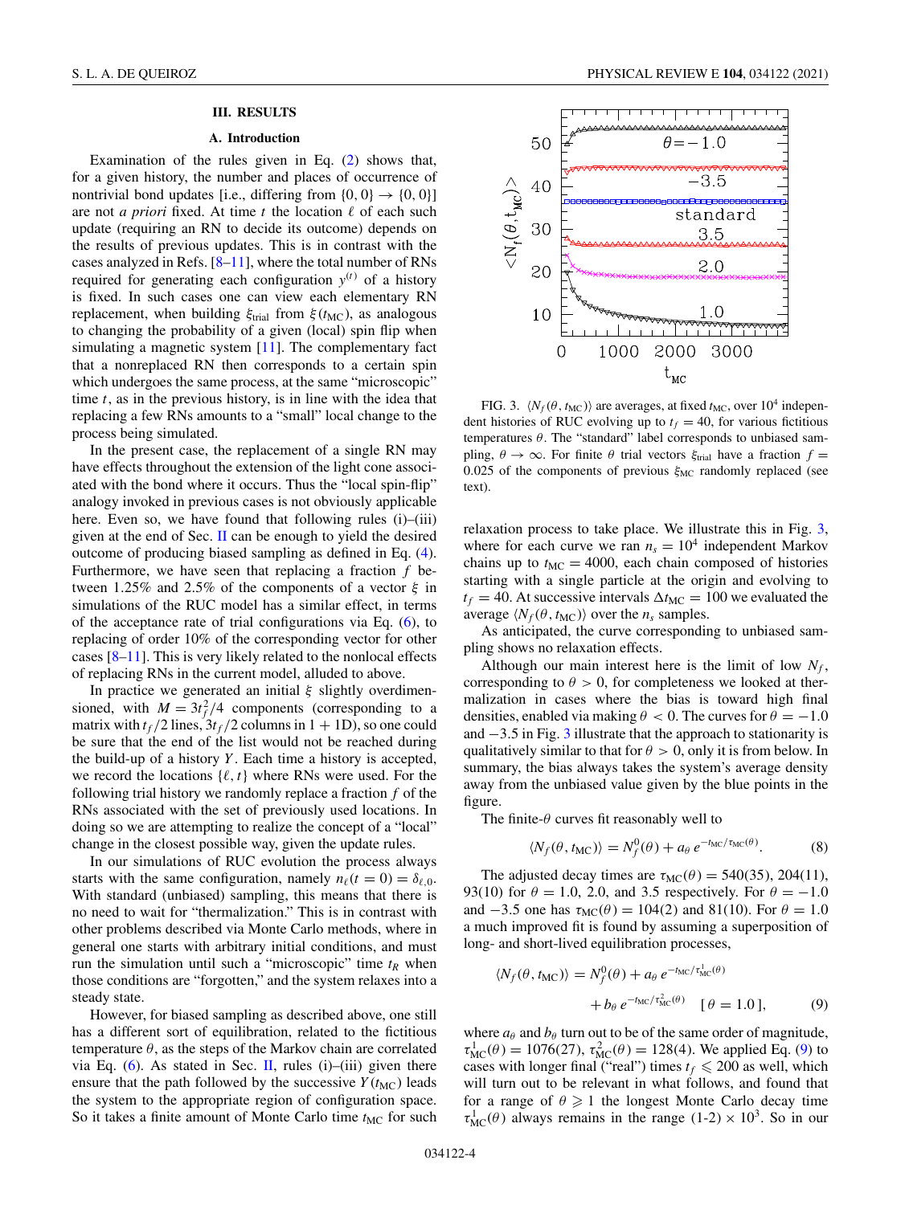## III. RESULTS

### A. Introduction

Examination of the rules given in Eq. (2) shows that, for a given history, the number and places of occurrence of nontrivial bond updates [i.e., differing from $\{0, 0\} \to \{0, 0\}$] are not *a priori* fixed. At time $t$ the location $\ell$ of each such update (requiring an RN to decide its outcome) depends on the results of previous updates. This is in contrast with the cases analyzed in Refs. [8–11], where the total number of RNs required for generating each configuration $y^{(t)}$ of a history is fixed. In such cases one can view each elementary RN replacement, when building $\xi_{\rm trial}$ from $\xi(t_{\rm MC})$, as analogous to changing the probability of a given (local) spin flip when simulating a magnetic system [11]. The complementary fact that a nonreplaced RN then corresponds to a certain spin which undergoes the same process, at the same "microscopic" time $t$, as in the previous history, is in line with the idea that replacing a few RNs amounts to a "small" local change to the process being simulated.

In the present case, the replacement of a single RN may have effects throughout the extension of the light cone associated with the bond where it occurs. Thus the "local spin-flip" analogy invoked in previous cases is not obviously applicable here. Even so, we have found that following rules (i)–(iii) given at the end of Sec. II can be enough to yield the desired outcome of producing biased sampling as defined in Eq. (4). Furthermore, we have seen that replacing a fraction $f$ between 1.25% and 2.5% of the components of a vector $\xi$ in simulations of the RUC model has a similar effect, in terms of the acceptance rate of trial configurations via Eq. (6), to replacing of order 10% of the corresponding vector for other cases [8–11]. This is very likely related to the nonlocal effects of replacing RNs in the current model, alluded to above.

In practice we generated an initial $\xi$ slightly overdimensioned, with $M = 3t_f^2/4$ components (corresponding to a matrix with $t_f/2$ lines, $3t_f/2$ columns in 1 + 1D), so one could be sure that the end of the list would not be reached during the build-up of a history $Y$. Each time a history is accepted, we record the locations $\{\ell, t\}$ where RNs were used. For the following trial history we randomly replace a fraction $f$ of the RNs associated with the set of previously used locations. In doing so we are attempting to realize the concept of a "local" change in the closest possible way, given the update rules.

In our simulations of RUC evolution the process always starts with the same configuration, namely $n_\ell(t = 0) = \delta_{\ell,0}$. With standard (unbiased) sampling, this means that there is no need to wait for "thermalization." This is in contrast with other problems described via Monte Carlo methods, where in general one starts with arbitrary initial conditions, and must run the simulation until such a "microscopic" time $t_R$ when those conditions are "forgotten," and the system relaxes into a steady state.

However, for biased sampling as described above, one still has a different sort of equilibration, related to the fictitious temperature $\theta$, as the steps of the Markov chain are correlated via Eq. (6). As stated in Sec. II, rules (i)–(iii) given there ensure that the path followed by the successive $Y(t_{\rm MC})$ leads the system to the appropriate region of configuration space. So it takes a finite amount of Monte Carlo time $t_{\rm MC}$ for such relaxation process to take place. We illustrate this in Fig. 3, where for each curve we ran $n_s = 10^4$ independent Markov chains up to $t_{\rm MC} = 4000$, each chain composed of histories starting with a single particle at the origin and evolving to $t_f = 40$. At successive intervals $\Delta t_{\rm MC} = 100$ we evaluated the average $\langle N_f(\theta, t_{\rm MC})\rangle$ over the $n_s$ samples.

FIG. 3. $\langle N_f(\theta, t_{\rm MC})\rangle$ are averages, at fixed $t_{\rm MC}$, over $10^4$ independent histories of RUC evolving up to $t_f = 40$, for various fictitious temperatures $\theta$. The "standard" label corresponds to unbiased sampling, $\theta \to \infty$. For finite $\theta$ trial vectors $\xi_{\rm trial}$ have a fraction $f = 0.025$ of the components of previous $\xi_{\rm MC}$ randomly replaced (see text).

As anticipated, the curve corresponding to unbiased sampling shows no relaxation effects.

Although our main interest here is the limit of low $N_f$, corresponding to $\theta > 0$, for completeness we looked at thermalization in cases where the bias is toward high final densities, enabled via making $\theta < 0$. The curves for $\theta = -1.0$ and $-3.5$ in Fig. 3 illustrate that the approach to stationarity is qualitatively similar to that for $\theta > 0$, only it is from below. In summary, the bias always takes the system's average density away from the unbiased value given by the blue points in the figure.

The finite-$\theta$ curves fit reasonably well to

$$\langle N_f(\theta, t_{\rm MC})\rangle = N_f^0(\theta) + a_\theta\, e^{-t_{\rm MC}/\tau_{\rm MC}(\theta)}. \tag{8}$$

The adjusted decay times are $\tau_{\rm MC}(\theta) = 540(35)$, 204(11), 93(10) for $\theta = 1.0$, 2.0, and 3.5 respectively. For $\theta = -1.0$ and $-3.5$ one has $\tau_{\rm MC}(\theta) = 104(2)$ and 81(10). For $\theta = 1.0$ a much improved fit is found by assuming a superposition of long- and short-lived equilibration processes,

$$\langle N_f(\theta, t_{\rm MC})\rangle = N_f^0(\theta) + a_\theta\, e^{-t_{\rm MC}/\tau^1_{\rm MC}(\theta)} + b_\theta\, e^{-t_{\rm MC}/\tau^2_{\rm MC}(\theta)} \quad [\theta = 1.0], \tag{9}$$

where $a_\theta$ and $b_\theta$ turn out to be of the same order of magnitude, $\tau^1_{\rm MC}(\theta) = 1076(27)$, $\tau^2_{\rm MC}(\theta) = 128(4)$. We applied Eq. (9) to cases with longer final ("real") times $t_f \leqslant 200$ as well, which will turn out to be relevant in what follows, and found that for a range of $\theta \geqslant 1$ the longest Monte Carlo decay time $\tau^1_{\rm MC}(\theta)$ always remains in the range $(1\text{-}2) \times 10^3$. So in our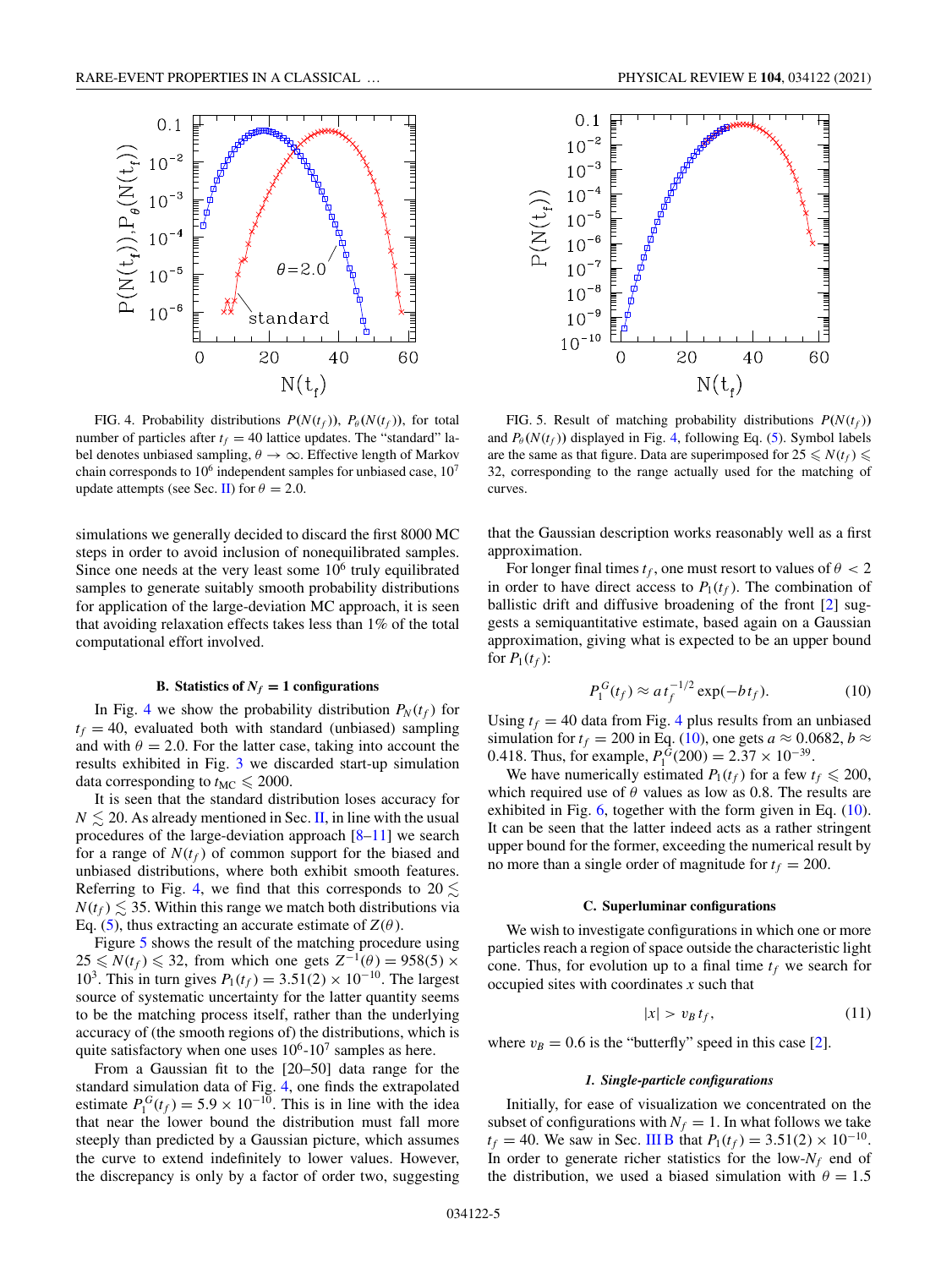FIG. 4. Probability distributions $P(N(t_f))$, $P_\theta(N(t_f))$, for total number of particles after $t_f = 40$ lattice updates. The "standard" label denotes unbiased sampling, $\theta \to \infty$. Effective length of Markov chain corresponds to $10^6$ independent samples for unbiased case, $10^7$ update attempts (see Sec. II) for $\theta = 2.0$.

FIG. 5. Result of matching probability distributions $P(N(t_f))$ and $P_\theta(N(t_f))$ displayed in Fig. 4, following Eq. (5). Symbol labels are the same as that figure. Data are superimposed for $25 \leqslant N(t_f) \leqslant 32$, corresponding to the range actually used for the matching of curves.

simulations we generally decided to discard the first 8000 MC steps in order to avoid inclusion of nonequilibrated samples. Since one needs at the very least some $10^6$ truly equilibrated samples to generate suitably smooth probability distributions for application of the large-deviation MC approach, it is seen that avoiding relaxation effects takes less than 1% of the total computational effort involved.

### B. Statistics of $N_f = 1$ configurations

In Fig. 4 we show the probability distribution $P_N(t_f)$ for $t_f = 40$, evaluated both with standard (unbiased) sampling and with $\theta = 2.0$. For the latter case, taking into account the results exhibited in Fig. 3 we discarded start-up simulation data corresponding to $t_{\rm MC} \leqslant 2000$.

It is seen that the standard distribution loses accuracy for $N \lesssim 20$. As already mentioned in Sec. II, in line with the usual procedures of the large-deviation approach [8–11] we search for a range of $N(t_f)$ of common support for the biased and unbiased distributions, where both exhibit smooth features. Referring to Fig. 4, we find that this corresponds to $20 \lesssim N(t_f) \lesssim 35$. Within this range we match both distributions via Eq. (5), thus extracting an accurate estimate of $Z(\theta)$.

Figure 5 shows the result of the matching procedure using $25 \leqslant N(t_f) \leqslant 32$, from which one gets $Z^{-1}(\theta) = 958(5) \times 10^3$. This in turn gives $P_1(t_f) = 3.51(2) \times 10^{-10}$. The largest source of systematic uncertainty for the latter quantity seems to be the matching process itself, rather than the underlying accuracy of (the smooth regions of) the distributions, which is quite satisfactory when one uses $10^6$-$10^7$ samples as here.

From a Gaussian fit to the [20–50] data range for the standard simulation data of Fig. 4, one finds the extrapolated estimate $P_1^G(t_f) = 5.9 \times 10^{-10}$. This is in line with the idea that near the lower bound the distribution must fall more steeply than predicted by a Gaussian picture, which assumes the curve to extend indefinitely to lower values. However, the discrepancy is only by a factor of order two, suggesting that the Gaussian description works reasonably well as a first approximation.

For longer final times $t_f$, one must resort to values of $\theta < 2$ in order to have direct access to $P_1(t_f)$. The combination of ballistic drift and diffusive broadening of the front [2] suggests a semiquantitative estimate, based again on a Gaussian approximation, giving what is expected to be an upper bound for $P_1(t_f)$:

$$P_1^G(t_f) \approx a\, t_f^{-1/2} \exp(-b\, t_f). \tag{10}$$

Using $t_f = 40$ data from Fig. 4 plus results from an unbiased simulation for $t_f = 200$ in Eq. (10), one gets $a \approx 0.0682$, $b \approx 0.418$. Thus, for example, $P_1^G(200) = 2.37 \times 10^{-39}$.

We have numerically estimated $P_1(t_f)$ for a few $t_f \leqslant 200$, which required use of $\theta$ values as low as 0.8. The results are exhibited in Fig. 6, together with the form given in Eq. (10). It can be seen that the latter indeed acts as a rather stringent upper bound for the former, exceeding the numerical result by no more than a single order of magnitude for $t_f = 200$.

### C. Superluminar configurations

We wish to investigate configurations in which one or more particles reach a region of space outside the characteristic light cone. Thus, for evolution up to a final time $t_f$ we search for occupied sites with coordinates $x$ such that

$$|x| > v_B\, t_f, \tag{11}$$

where $v_B = 0.6$ is the "butterfly" speed in this case [2].

#### *1. Single-particle configurations*

Initially, for ease of visualization we concentrated on the subset of configurations with $N_f = 1$. In what follows we take $t_f = 40$. We saw in Sec. III B that $P_1(t_f) = 3.51(2) \times 10^{-10}$. In order to generate richer statistics for the low-$N_f$ end of the distribution, we used a biased simulation with $\theta = 1.5$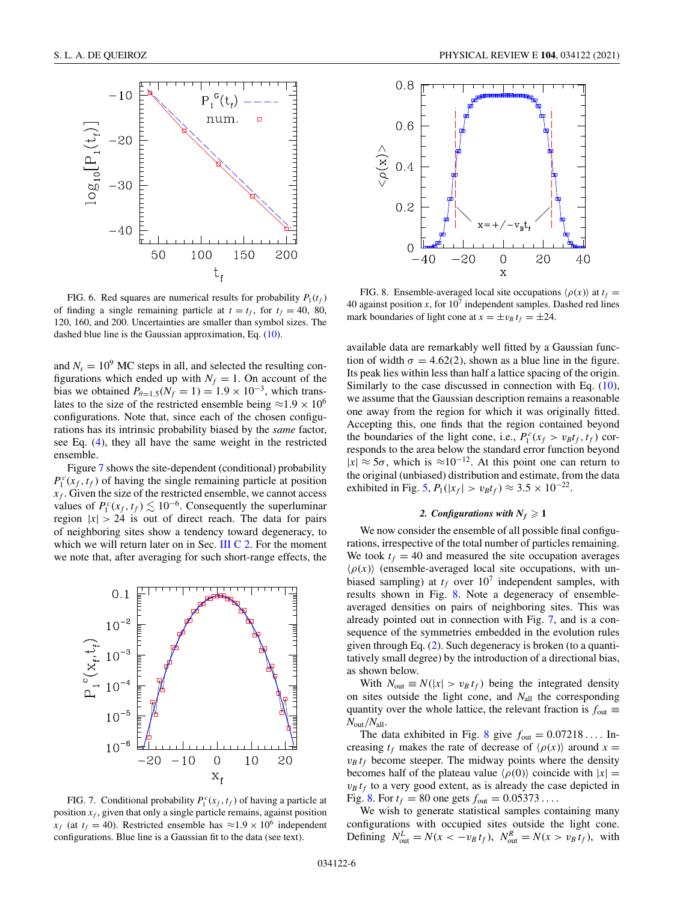FIG. 6. Red squares are numerical results for probability $P_1(t_f)$ of finding a single remaining particle at $t = t_f$, for $t_f = 40$, 80, 120, 160, and 200. Uncertainties are smaller than symbol sizes. The dashed blue line is the Gaussian approximation, Eq. (10).

and $N_s = 10^9$ MC steps in all, and selected the resulting configurations which ended up with $N_f = 1$. On account of the bias we obtained $P_{\theta=1.5}(N_f = 1) = 1.9 \times 10^{-3}$, which translates to the size of the restricted ensemble being $\approx 1.9 \times 10^6$ configurations. Note that, since each of the chosen configurations has its intrinsic probability biased by the *same* factor, see Eq. (4), they all have the same weight in the restricted ensemble.

Figure 7 shows the site-dependent (conditional) probability $P_1^c(x_f, t_f)$ of having the single remaining particle at position $x_f$. Given the size of the restricted ensemble, we cannot access values of $P_1^c(x_f, t_f) \lesssim 10^{-6}$. Consequently the superluminar region $|x| > 24$ is out of direct reach. The data for pairs of neighboring sites show a tendency toward degeneracy, to which we will return later on in Sec. III C 2. For the moment we note that, after averaging for such short-range effects, the

FIG. 7. Conditional probability $P_1^c(x_f, t_f)$ of having a particle at position $x_f$, given that only a single particle remains, against position $x_f$ (at $t_f = 40$). Restricted ensemble has $\approx 1.9 \times 10^6$ independent configurations. Blue line is a Gaussian fit to the data (see text).

FIG. 8. Ensemble-averaged local site occupations $\langle \rho(x) \rangle$ at $t_f = 40$ against position $x$, for $10^7$ independent samples. Dashed red lines mark boundaries of light cone at $x = \pm v_B\, t_f = \pm 24$.

available data are remarkably well fitted by a Gaussian function of width $\sigma = 4.62(2)$, shown as a blue line in the figure. Its peak lies within less than half a lattice spacing of the origin. Similarly to the case discussed in connection with Eq. (10), we assume that the Gaussian description remains a reasonable one away from the region for which it was originally fitted. Accepting this, one finds that the region contained beyond the boundaries of the light cone, i.e., $P_1^c(x_f > v_B t_f, t_f)$ corresponds to the area below the standard error function beyond $|x| \approx 5\sigma$, which is $\approx 10^{-12}$. At this point one can return to the original (unbiased) distribution and estimate, from the data exhibited in Fig. 5, $P_1(|x_f| > v_B t_f) \approx 3.5 \times 10^{-22}$.

#### 2. Configurations with $N_f \geqslant 1$

We now consider the ensemble of all possible final configurations, irrespective of the total number of particles remaining. We took $t_f = 40$ and measured the site occupation averages $\langle \rho(x) \rangle$ (ensemble-averaged local site occupations, with unbiased sampling) at $t_f$ over $10^7$ independent samples, with results shown in Fig. 8. Note a degeneracy of ensemble-averaged densities on pairs of neighboring sites. This was already pointed out in connection with Fig. 7, and is a consequence of the symmetries embedded in the evolution rules given through Eq. (2). Such degeneracy is broken (to a quantitatively small degree) by the introduction of a directional bias, as shown below.

With $N_{\rm out} \equiv N(|x| > v_B\, t_f)$ being the integrated density on sites outside the light cone, and $N_{\rm all}$ the corresponding quantity over the whole lattice, the relevant fraction is $f_{\rm out} \equiv N_{\rm out}/N_{\rm all}$.

The data exhibited in Fig. 8 give $f_{\rm out} = 0.07218\ldots$. Increasing $t_f$ makes the rate of decrease of $\langle \rho(x) \rangle$ around $x = v_B\, t_f$ become steeper. The midway points where the density becomes half of the plateau value $\langle \rho(0) \rangle$ coincide with $|x| = v_B\, t_f$ to a very good extent, as is already the case depicted in Fig. 8. For $t_f = 80$ one gets $f_{\rm out} = 0.05373\ldots$.

We wish to generate statistical samples containing many configurations with occupied sites outside the light cone. Defining $N_{\rm out}^L = N(x < -v_B\, t_f)$, $N_{\rm out}^R = N(x > v_B\, t_f)$, with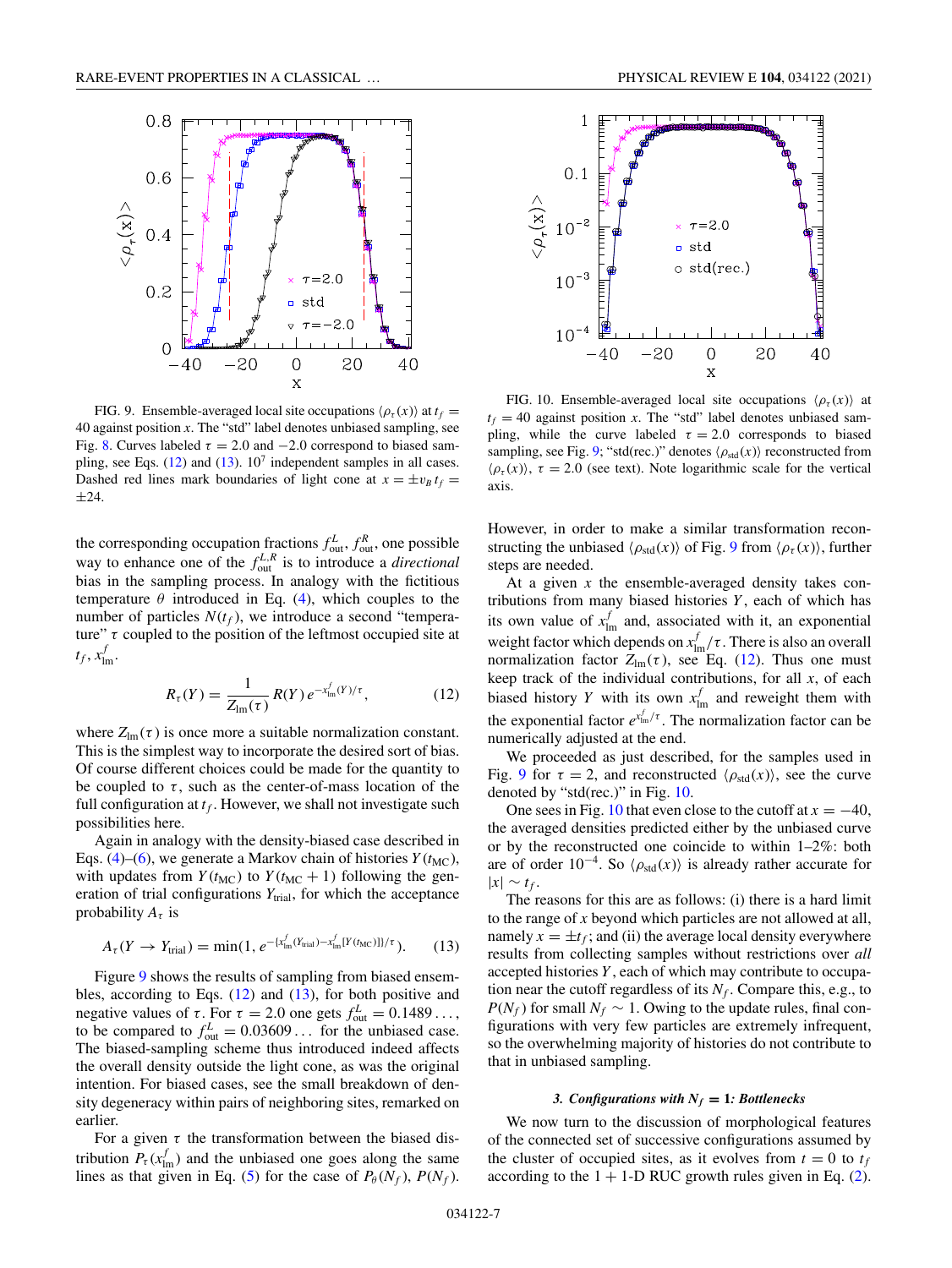FIG. 9. Ensemble-averaged local site occupations $\langle \rho_\tau(x) \rangle$ at $t_f = 40$ against position $x$. The "std" label denotes unbiased sampling, see Fig. 8. Curves labeled $\tau = 2.0$ and $-2.0$ correspond to biased sampling, see Eqs. (12) and (13). $10^7$ independent samples in all cases. Dashed red lines mark boundaries of light cone at $x = \pm v_B t_f = \pm 24$.

FIG. 10. Ensemble-averaged local site occupations $\langle \rho_\tau(x) \rangle$ at $t_f = 40$ against position $x$. The "std" label denotes unbiased sampling, while the curve labeled $\tau = 2.0$ corresponds to biased sampling, see Fig. 9; "std(rec.)" denotes $\langle \rho_{\rm std}(x) \rangle$ reconstructed from $\langle \rho_\tau(x) \rangle$, $\tau = 2.0$ (see text). Note logarithmic scale for the vertical axis.

the corresponding occupation fractions $f_{\rm out}^L$, $f_{\rm out}^R$, one possible way to enhance one of the $f_{\rm out}^{L,R}$ is to introduce a *directional* bias in the sampling process. In analogy with the fictitious temperature $\theta$ introduced in Eq. (4), which couples to the number of particles $N(t_f)$, we introduce a second "temperature" $\tau$ coupled to the position of the leftmost occupied site at $t_f$, $x_{\rm lm}^f$.

$$R_\tau(Y) = \frac{1}{Z_{\rm lm}(\tau)}\, R(Y)\, e^{-x_{\rm lm}^f(Y)/\tau}, \tag{12}$$

where $Z_{\rm lm}(\tau)$ is once more a suitable normalization constant. This is the simplest way to incorporate the desired sort of bias. Of course different choices could be made for the quantity to be coupled to $\tau$, such as the center-of-mass location of the full configuration at $t_f$. However, we shall not investigate such possibilities here.

Again in analogy with the density-biased case described in Eqs. (4)–(6), we generate a Markov chain of histories $Y(t_{\rm MC})$, with updates from $Y(t_{\rm MC})$ to $Y(t_{\rm MC}+1)$ following the generation of trial configurations $Y_{\rm trial}$, for which the acceptance probability $A_\tau$ is

$$A_\tau(Y \to Y_{\rm trial}) = \min(1, e^{-\{x_{\rm lm}^f(Y_{\rm trial}) - x_{\rm lm}^f[Y(t_{\rm MC})]\}/\tau}). \tag{13}$$

Figure 9 shows the results of sampling from biased ensembles, according to Eqs. (12) and (13), for both positive and negative values of $\tau$. For $\tau = 2.0$ one gets $f_{\rm out}^L = 0.1489\ldots$, to be compared to $f_{\rm out}^L = 0.03609\ldots$ for the unbiased case. The biased-sampling scheme thus introduced indeed affects the overall density outside the light cone, as was the original intention. For biased cases, see the small breakdown of density degeneracy within pairs of neighboring sites, remarked on earlier.

For a given $\tau$ the transformation between the biased distribution $P_\tau(x_{\rm lm}^f)$ and the unbiased one goes along the same lines as that given in Eq. (5) for the case of $P_\theta(N_f)$, $P(N_f)$. However, in order to make a similar transformation reconstructing the unbiased $\langle \rho_{\rm std}(x) \rangle$ of Fig. 9 from $\langle \rho_\tau(x) \rangle$, further steps are needed.

At a given $x$ the ensemble-averaged density takes contributions from many biased histories $Y$, each of which has its own value of $x_{\rm lm}^f$ and, associated with it, an exponential weight factor which depends on $x_{\rm lm}^f/\tau$. There is also an overall normalization factor $Z_{\rm lm}(\tau)$, see Eq. (12). Thus one must keep track of the individual contributions, for all $x$, of each biased history $Y$ with its own $x_{\rm lm}^f$ and reweight them with the exponential factor $e^{x_{\rm lm}^f/\tau}$. The normalization factor can be numerically adjusted at the end.

We proceeded as just described, for the samples used in Fig. 9 for $\tau = 2$, and reconstructed $\langle \rho_{\rm std}(x) \rangle$, see the curve denoted by "std(rec.)" in Fig. 10.

One sees in Fig. 10 that even close to the cutoff at $x = -40$, the averaged densities predicted either by the unbiased curve or by the reconstructed one coincide to within 1–2%: both are of order $10^{-4}$. So $\langle \rho_{\rm std}(x) \rangle$ is already rather accurate for $|x| \sim t_f$.

The reasons for this are as follows: (i) there is a hard limit to the range of $x$ beyond which particles are not allowed at all, namely $x = \pm t_f$; and (ii) the average local density everywhere results from collecting samples without restrictions over *all* accepted histories $Y$, each of which may contribute to occupation near the cutoff regardless of its $N_f$. Compare this, e.g., to $P(N_f)$ for small $N_f \sim 1$. Owing to the update rules, final configurations with very few particles are extremely infrequent, so the overwhelming majority of histories do not contribute to that in unbiased sampling.

#### 3. *Configurations with $N_f = 1$: Bottlenecks*

We now turn to the discussion of morphological features of the connected set of successive configurations assumed by the cluster of occupied sites, as it evolves from $t = 0$ to $t_f$ according to the 1 + 1-D RUC growth rules given in Eq. (2).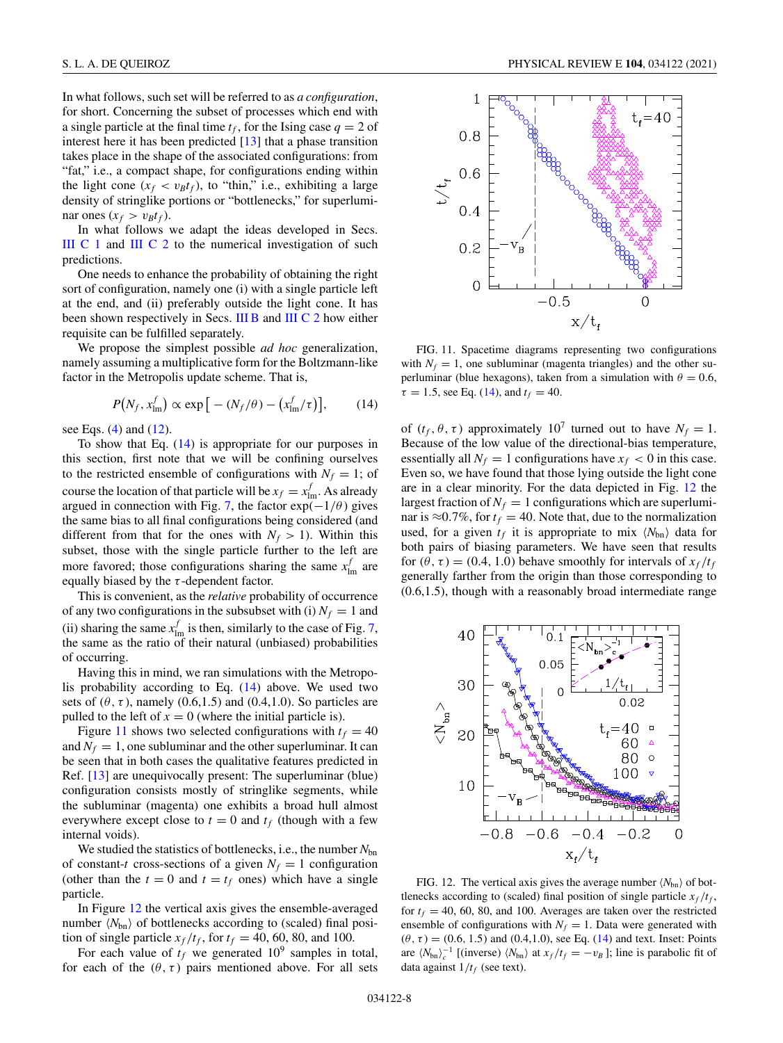In what follows, such set will be referred to as *a configuration*, for short. Concerning the subset of processes which end with a single particle at the final time $t_f$, for the Ising case $q = 2$ of interest here it has been predicted [13] that a phase transition takes place in the shape of the associated configurations: from "fat," i.e., a compact shape, for configurations ending within the light cone ($x_f < v_B t_f$), to "thin," i.e., exhibiting a large density of stringlike portions or "bottlenecks," for superluminar ones ($x_f > v_B t_f$).

In what follows we adapt the ideas developed in Secs. III C 1 and III C 2 to the numerical investigation of such predictions.

One needs to enhance the probability of obtaining the right sort of configuration, namely one (i) with a single particle left at the end, and (ii) preferably outside the light cone. It has been shown respectively in Secs. III B and III C 2 how either requisite can be fulfilled separately.

We propose the simplest possible *ad hoc* generalization, namely assuming a multiplicative form for the Boltzmann-like factor in the Metropolis update scheme. That is,

$$P\big(N_f, x_{\rm lm}^f\big) \propto \exp\big[-(N_f/\theta) - \big(x_{\rm lm}^f/\tau\big)\big], \tag{14}$$

see Eqs. (4) and (12).

To show that Eq. (14) is appropriate for our purposes in this section, first note that we will be confining ourselves to the restricted ensemble of configurations with $N_f = 1$; of course the location of that particle will be $x_f = x_{\rm lm}^f$. As already argued in connection with Fig. 7, the factor $\exp(-1/\theta)$ gives the same bias to all final configurations being considered (and different from that for the ones with $N_f > 1$). Within this subset, those with the single particle further to the left are more favored; those configurations sharing the same $x_{\rm lm}^f$ are equally biased by the $\tau$-dependent factor.

This is convenient, as the *relative* probability of occurrence of any two configurations in the subsubset with (i) $N_f = 1$ and (ii) sharing the same $x_{\rm lm}^f$ is then, similarly to the case of Fig. 7, the same as the ratio of their natural (unbiased) probabilities of occurring.

Having this in mind, we ran simulations with the Metropolis probability according to Eq. (14) above. We used two sets of $(\theta, \tau)$, namely (0.6,1.5) and (0.4,1.0). So particles are pulled to the left of $x = 0$ (where the initial particle is).

Figure 11 shows two selected configurations with $t_f = 40$ and $N_f = 1$, one subluminar and the other superluminar. It can be seen that in both cases the qualitative features predicted in Ref. [13] are unequivocally present: The superluminar (blue) configuration consists mostly of stringlike segments, while the subluminar (magenta) one exhibits a broad hull almost everywhere except close to $t = 0$ and $t_f$ (though with a few internal voids).

We studied the statistics of bottlenecks, i.e., the number $N_{\rm bn}$ of constant-$t$ cross-sections of a given $N_f = 1$ configuration (other than the $t = 0$ and $t = t_f$ ones) which have a single particle.

In Figure 12 the vertical axis gives the ensemble-averaged number $\langle N_{\rm bn}\rangle$ of bottlenecks according to (scaled) final position of single particle $x_f/t_f$, for $t_f = 40$, 60, 80, and 100.

For each value of $t_f$ we generated $10^9$ samples in total, for each of the $(\theta, \tau)$ pairs mentioned above. For all sets

FIG. 11. Spacetime diagrams representing two configurations with $N_f = 1$, one subluminar (magenta triangles) and the other superluminar (blue hexagons), taken from a simulation with $\theta = 0.6$, $\tau = 1.5$, see Eq. (14), and $t_f = 40$.

of $(t_f, \theta, \tau)$ approximately $10^7$ turned out to have $N_f = 1$. Because of the low value of the directional-bias temperature, essentially all $N_f = 1$ configurations have $x_f < 0$ in this case. Even so, we have found that those lying outside the light cone are in a clear minority. For the data depicted in Fig. 12 the largest fraction of $N_f = 1$ configurations which are superluminar is ≈0.7%, for $t_f = 40$. Note that, due to the normalization used, for a given $t_f$ it is appropriate to mix $\langle N_{\rm bn}\rangle$ data for both pairs of biasing parameters. We have seen that results for $(\theta, \tau) = (0.4, 1.0)$ behave smoothly for intervals of $x_f/t_f$ generally farther from the origin than those corresponding to (0.6,1.5), though with a reasonably broad intermediate range

FIG. 12. The vertical axis gives the average number $\langle N_{\rm bn}\rangle$ of bottlenecks according to (scaled) final position of single particle $x_f/t_f$, for $t_f = 40$, 60, 80, and 100. Averages are taken over the restricted ensemble of configurations with $N_f = 1$. Data were generated with $(\theta, \tau) = (0.6, 1.5)$ and (0.4,1.0), see Eq. (14) and text. Inset: Points are $\langle N_{\rm bn}\rangle_c^{-1}$ [(inverse) $\langle N_{\rm bn}\rangle$ at $x_f/t_f = -v_B$ ]; line is parabolic fit of data against $1/t_f$ (see text).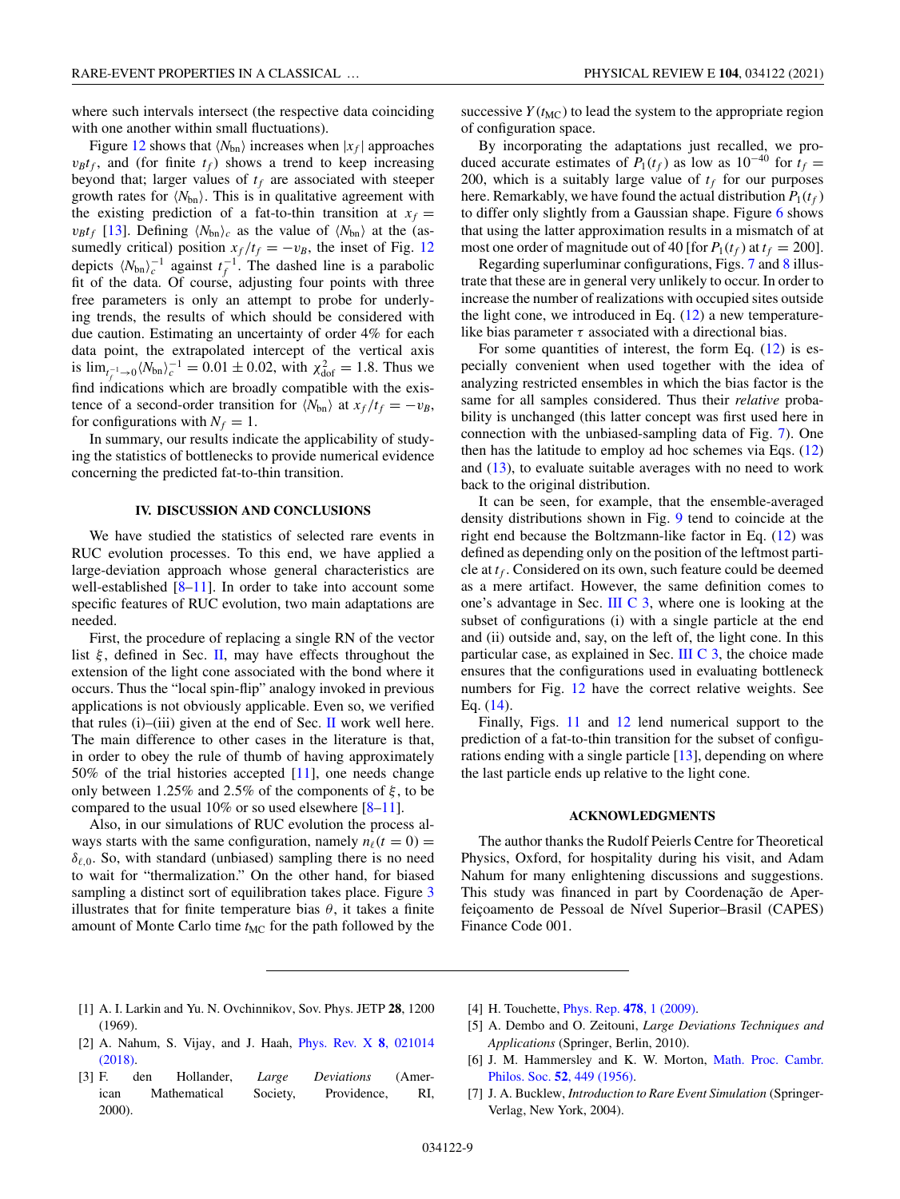where such intervals intersect (the respective data coinciding with one another within small fluctuations).

Figure 12 shows that $\langle N_{\rm bn}\rangle$ increases when $|x_f|$ approaches $v_B t_f$, and (for finite $t_f$) shows a trend to keep increasing beyond that; larger values of $t_f$ are associated with steeper growth rates for $\langle N_{\rm bn}\rangle$. This is in qualitative agreement with the existing prediction of a fat-to-thin transition at $x_f = v_B t_f$ [13]. Defining $\langle N_{\rm bn}\rangle_c$ as the value of $\langle N_{\rm bn}\rangle$ at the (assumedly critical) position $x_f/t_f = -v_B$, the inset of Fig. 12 depicts $\langle N_{\rm bn}\rangle_c^{-1}$ against $t_f^{-1}$. The dashed line is a parabolic fit of the data. Of course, adjusting four points with three free parameters is only an attempt to probe for underlying trends, the results of which should be considered with due caution. Estimating an uncertainty of order 4% for each data point, the extrapolated intercept of the vertical axis is $\lim_{t_f^{-1}\to 0}\langle N_{\rm bn}\rangle_c^{-1} = 0.01 \pm 0.02$, with $\chi^2_{\rm dof} = 1.8$. Thus we find indications which are broadly compatible with the existence of a second-order transition for $\langle N_{\rm bn}\rangle$ at $x_f/t_f = -v_B$, for configurations with $N_f = 1$.

In summary, our results indicate the applicability of studying the statistics of bottlenecks to provide numerical evidence concerning the predicted fat-to-thin transition.

## IV. DISCUSSION AND CONCLUSIONS

We have studied the statistics of selected rare events in RUC evolution processes. To this end, we have applied a large-deviation approach whose general characteristics are well-established [8–11]. In order to take into account some specific features of RUC evolution, two main adaptations are needed.

First, the procedure of replacing a single RN of the vector list $\xi$, defined in Sec. II, may have effects throughout the extension of the light cone associated with the bond where it occurs. Thus the "local spin-flip" analogy invoked in previous applications is not obviously applicable. Even so, we verified that rules (i)–(iii) given at the end of Sec. II work well here. The main difference to other cases in the literature is that, in order to obey the rule of thumb of having approximately 50% of the trial histories accepted [11], one needs change only between 1.25% and 2.5% of the components of $\xi$, to be compared to the usual 10% or so used elsewhere [8–11].

Also, in our simulations of RUC evolution the process always starts with the same configuration, namely $n_\ell(t=0) = \delta_{\ell,0}$. So, with standard (unbiased) sampling there is no need to wait for "thermalization." On the other hand, for biased sampling a distinct sort of equilibration takes place. Figure 3 illustrates that for finite temperature bias $\theta$, it takes a finite amount of Monte Carlo time $t_{\rm MC}$ for the path followed by the successive $Y(t_{\rm MC})$ to lead the system to the appropriate region of configuration space.

By incorporating the adaptations just recalled, we produced accurate estimates of $P_1(t_f)$ as low as $10^{-40}$ for $t_f = 200$, which is a suitably large value of $t_f$ for our purposes here. Remarkably, we have found the actual distribution $P_1(t_f)$ to differ only slightly from a Gaussian shape. Figure 6 shows that using the latter approximation results in a mismatch of at most one order of magnitude out of 40 [for $P_1(t_f)$ at $t_f = 200$].

Regarding superluminar configurations, Figs. 7 and 8 illustrate that these are in general very unlikely to occur. In order to increase the number of realizations with occupied sites outside the light cone, we introduced in Eq. (12) a new temperature-like bias parameter $\tau$ associated with a directional bias.

For some quantities of interest, the form Eq. (12) is especially convenient when used together with the idea of analyzing restricted ensembles in which the bias factor is the same for all samples considered. Thus their *relative* probability is unchanged (this latter concept was first used here in connection with the unbiased-sampling data of Fig. 7). One then has the latitude to employ ad hoc schemes via Eqs. (12) and (13), to evaluate suitable averages with no need to work back to the original distribution.

It can be seen, for example, that the ensemble-averaged density distributions shown in Fig. 9 tend to coincide at the right end because the Boltzmann-like factor in Eq. (12) was defined as depending only on the position of the leftmost particle at $t_f$. Considered on its own, such feature could be deemed as a mere artifact. However, the same definition comes to one's advantage in Sec. III C 3, where one is looking at the subset of configurations (i) with a single particle at the end and (ii) outside and, say, on the left of, the light cone. In this particular case, as explained in Sec. III C 3, the choice made ensures that the configurations used in evaluating bottleneck numbers for Fig. 12 have the correct relative weights. See Eq. (14).

Finally, Figs. 11 and 12 lend numerical support to the prediction of a fat-to-thin transition for the subset of configurations ending with a single particle [13], depending on where the last particle ends up relative to the light cone.

## ACKNOWLEDGMENTS

The author thanks the Rudolf Peierls Centre for Theoretical Physics, Oxford, for hospitality during his visit, and Adam Nahum for many enlightening discussions and suggestions. This study was financed in part by Coordenação de Aperfeiçoamento de Pessoal de Nível Superior–Brasil (CAPES) Finance Code 001.

[1] A. I. Larkin and Yu. N. Ovchinnikov, Sov. Phys. JETP **28**, 1200 (1969).

[2] A. Nahum, S. Vijay, and J. Haah, Phys. Rev. X **8**, 021014 (2018).

[3] F. den Hollander, *Large Deviations* (American Mathematical Society, Providence, RI, 2000).

[4] H. Touchette, Phys. Rep. **478**, 1 (2009).

[5] A. Dembo and O. Zeitouni, *Large Deviations Techniques and Applications* (Springer, Berlin, 2010).

[6] J. M. Hammersley and K. W. Morton, Math. Proc. Cambr. Philos. Soc. **52**, 449 (1956).

[7] J. A. Bucklew, *Introduction to Rare Event Simulation* (Springer-Verlag, New York, 2004).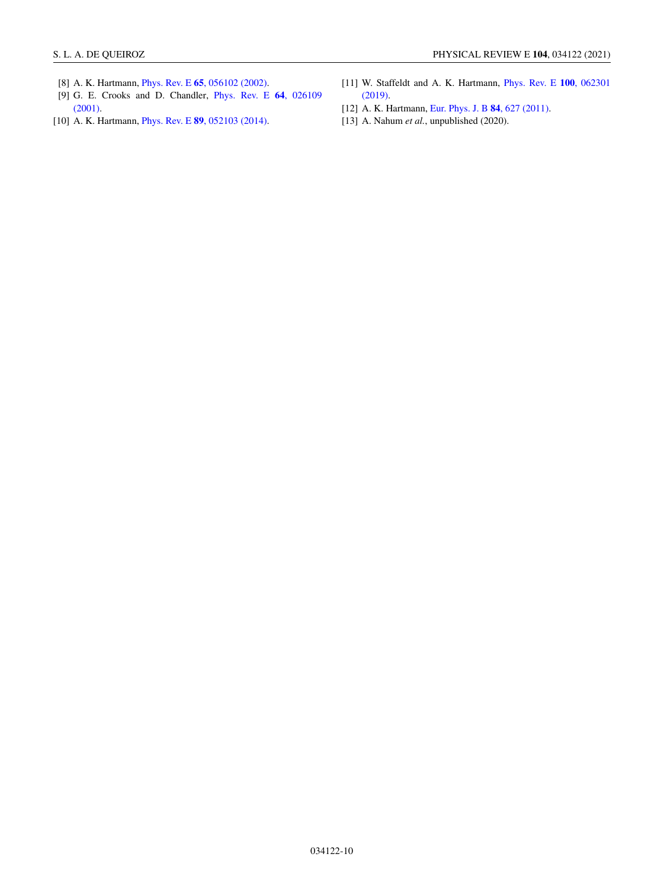[8] A. K. Hartmann, Phys. Rev. E **65**, 056102 (2002).

[9] G. E. Crooks and D. Chandler, Phys. Rev. E **64**, 026109 (2001).

[10] A. K. Hartmann, Phys. Rev. E **89**, 052103 (2014).

[11] W. Staffeldt and A. K. Hartmann, Phys. Rev. E **100**, 062301 (2019).

[12] A. K. Hartmann, Eur. Phys. J. B **84**, 627 (2011).

[13] A. Nahum *et al.*, unpublished (2020).